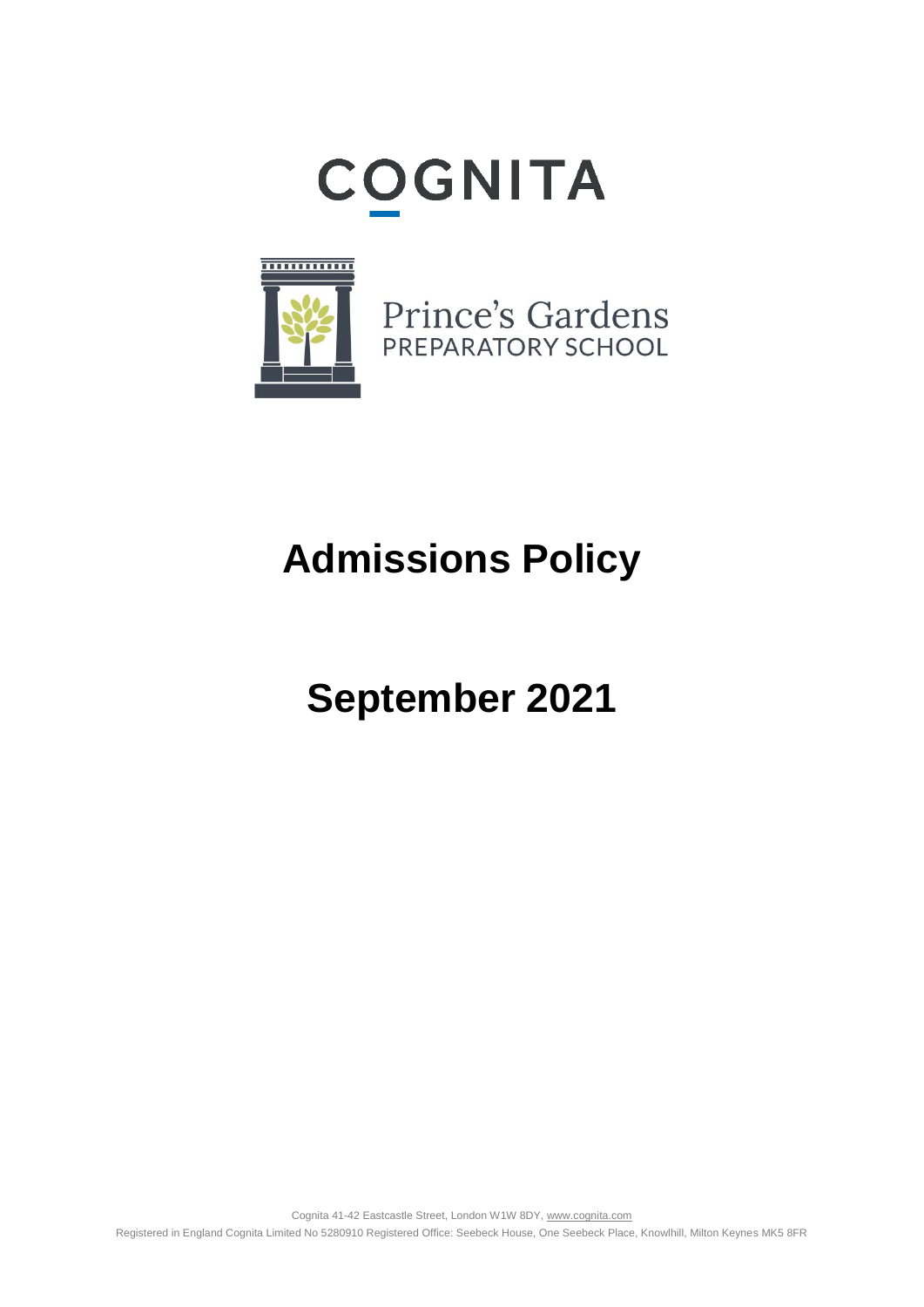COGNITA

Prince's Gardens
PREPARATORY SCHOOL

# Admissions Policy

# September 2021

Cognita 41-42 Eastcastle Street, London W1W 8DY, www.cognita.com

Registered in England Cognita Limited No 5280910 Registered Office: Seebeck House, One Seebeck Place, Knowlhill, Milton Keynes MK5 8FR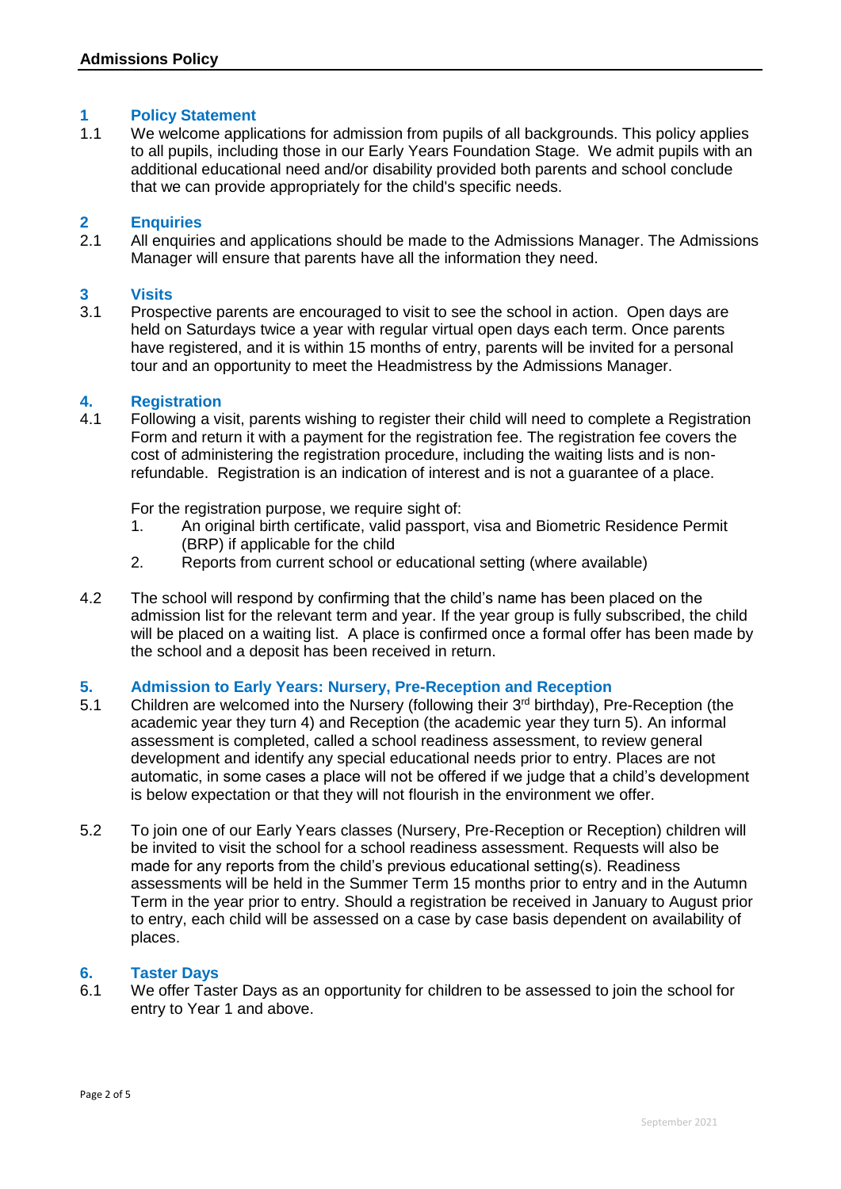# Admissions Policy

## 1 Policy Statement

1.1 We welcome applications for admission from pupils of all backgrounds. This policy applies to all pupils, including those in our Early Years Foundation Stage. We admit pupils with an additional educational need and/or disability provided both parents and school conclude that we can provide appropriately for the child's specific needs.

## 2 Enquiries

2.1 All enquiries and applications should be made to the Admissions Manager. The Admissions Manager will ensure that parents have all the information they need.

## 3 Visits

3.1 Prospective parents are encouraged to visit to see the school in action. Open days are held on Saturdays twice a year with regular virtual open days each term. Once parents have registered, and it is within 15 months of entry, parents will be invited for a personal tour and an opportunity to meet the Headmistress by the Admissions Manager.

## 4. Registration

4.1 Following a visit, parents wishing to register their child will need to complete a Registration Form and return it with a payment for the registration fee. The registration fee covers the cost of administering the registration procedure, including the waiting lists and is non-refundable. Registration is an indication of interest and is not a guarantee of a place.

For the registration purpose, we require sight of:

1. An original birth certificate, valid passport, visa and Biometric Residence Permit (BRP) if applicable for the child
2. Reports from current school or educational setting (where available)

4.2 The school will respond by confirming that the child's name has been placed on the admission list for the relevant term and year. If the year group is fully subscribed, the child will be placed on a waiting list. A place is confirmed once a formal offer has been made by the school and a deposit has been received in return.

## 5. Admission to Early Years: Nursery, Pre-Reception and Reception

5.1 Children are welcomed into the Nursery (following their 3rd birthday), Pre-Reception (the academic year they turn 4) and Reception (the academic year they turn 5). An informal assessment is completed, called a school readiness assessment, to review general development and identify any special educational needs prior to entry. Places are not automatic, in some cases a place will not be offered if we judge that a child's development is below expectation or that they will not flourish in the environment we offer.

5.2 To join one of our Early Years classes (Nursery, Pre-Reception or Reception) children will be invited to visit the school for a school readiness assessment. Requests will also be made for any reports from the child's previous educational setting(s). Readiness assessments will be held in the Summer Term 15 months prior to entry and in the Autumn Term in the year prior to entry. Should a registration be received in January to August prior to entry, each child will be assessed on a case by case basis dependent on availability of places.

## 6. Taster Days

6.1 We offer Taster Days as an opportunity for children to be assessed to join the school for entry to Year 1 and above.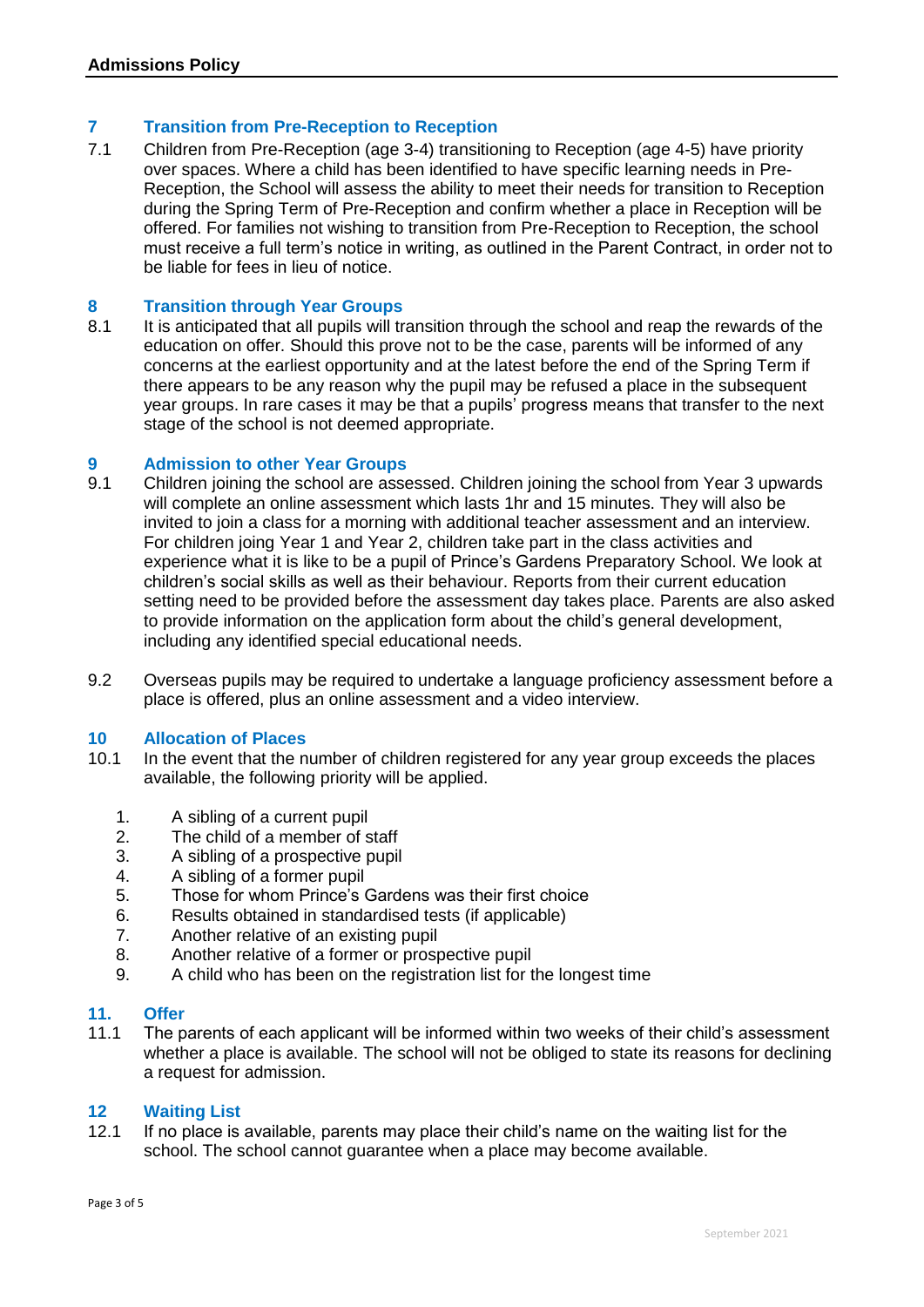## 7 Transition from Pre-Reception to Reception

7.1 Children from Pre-Reception (age 3-4) transitioning to Reception (age 4-5) have priority over spaces. Where a child has been identified to have specific learning needs in Pre-Reception, the School will assess the ability to meet their needs for transition to Reception during the Spring Term of Pre-Reception and confirm whether a place in Reception will be offered. For families not wishing to transition from Pre-Reception to Reception, the school must receive a full term's notice in writing, as outlined in the Parent Contract, in order not to be liable for fees in lieu of notice.

## 8 Transition through Year Groups

8.1 It is anticipated that all pupils will transition through the school and reap the rewards of the education on offer. Should this prove not to be the case, parents will be informed of any concerns at the earliest opportunity and at the latest before the end of the Spring Term if there appears to be any reason why the pupil may be refused a place in the subsequent year groups. In rare cases it may be that a pupils' progress means that transfer to the next stage of the school is not deemed appropriate.

## 9 Admission to other Year Groups

9.1 Children joining the school are assessed. Children joining the school from Year 3 upwards will complete an online assessment which lasts 1hr and 15 minutes. They will also be invited to join a class for a morning with additional teacher assessment and an interview. For children joing Year 1 and Year 2, children take part in the class activities and experience what it is like to be a pupil of Prince's Gardens Preparatory School. We look at children's social skills as well as their behaviour. Reports from their current education setting need to be provided before the assessment day takes place. Parents are also asked to provide information on the application form about the child's general development, including any identified special educational needs.

9.2 Overseas pupils may be required to undertake a language proficiency assessment before a place is offered, plus an online assessment and a video interview.

## 10 Allocation of Places

10.1 In the event that the number of children registered for any year group exceeds the places available, the following priority will be applied.

1. A sibling of a current pupil
2. The child of a member of staff
3. A sibling of a prospective pupil
4. A sibling of a former pupil
5. Those for whom Prince's Gardens was their first choice
6. Results obtained in standardised tests (if applicable)
7. Another relative of an existing pupil
8. Another relative of a former or prospective pupil
9. A child who has been on the registration list for the longest time

## 11. Offer

11.1 The parents of each applicant will be informed within two weeks of their child's assessment whether a place is available. The school will not be obliged to state its reasons for declining a request for admission.

## 12 Waiting List

12.1 If no place is available, parents may place their child's name on the waiting list for the school. The school cannot guarantee when a place may become available.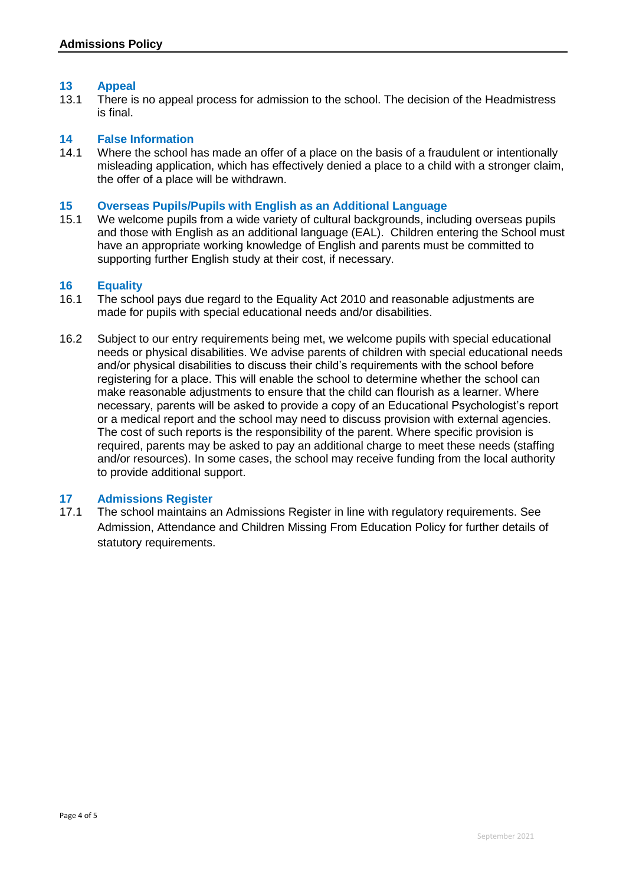## 13 Appeal

13.1 There is no appeal process for admission to the school. The decision of the Headmistress is final.

## 14 False Information

14.1 Where the school has made an offer of a place on the basis of a fraudulent or intentionally misleading application, which has effectively denied a place to a child with a stronger claim, the offer of a place will be withdrawn.

## 15 Overseas Pupils/Pupils with English as an Additional Language

15.1 We welcome pupils from a wide variety of cultural backgrounds, including overseas pupils and those with English as an additional language (EAL). Children entering the School must have an appropriate working knowledge of English and parents must be committed to supporting further English study at their cost, if necessary.

## 16 Equality

16.1 The school pays due regard to the Equality Act 2010 and reasonable adjustments are made for pupils with special educational needs and/or disabilities.

16.2 Subject to our entry requirements being met, we welcome pupils with special educational needs or physical disabilities. We advise parents of children with special educational needs and/or physical disabilities to discuss their child's requirements with the school before registering for a place. This will enable the school to determine whether the school can make reasonable adjustments to ensure that the child can flourish as a learner. Where necessary, parents will be asked to provide a copy of an Educational Psychologist's report or a medical report and the school may need to discuss provision with external agencies. The cost of such reports is the responsibility of the parent. Where specific provision is required, parents may be asked to pay an additional charge to meet these needs (staffing and/or resources). In some cases, the school may receive funding from the local authority to provide additional support.

## 17 Admissions Register

17.1 The school maintains an Admissions Register in line with regulatory requirements. See Admission, Attendance and Children Missing From Education Policy for further details of statutory requirements.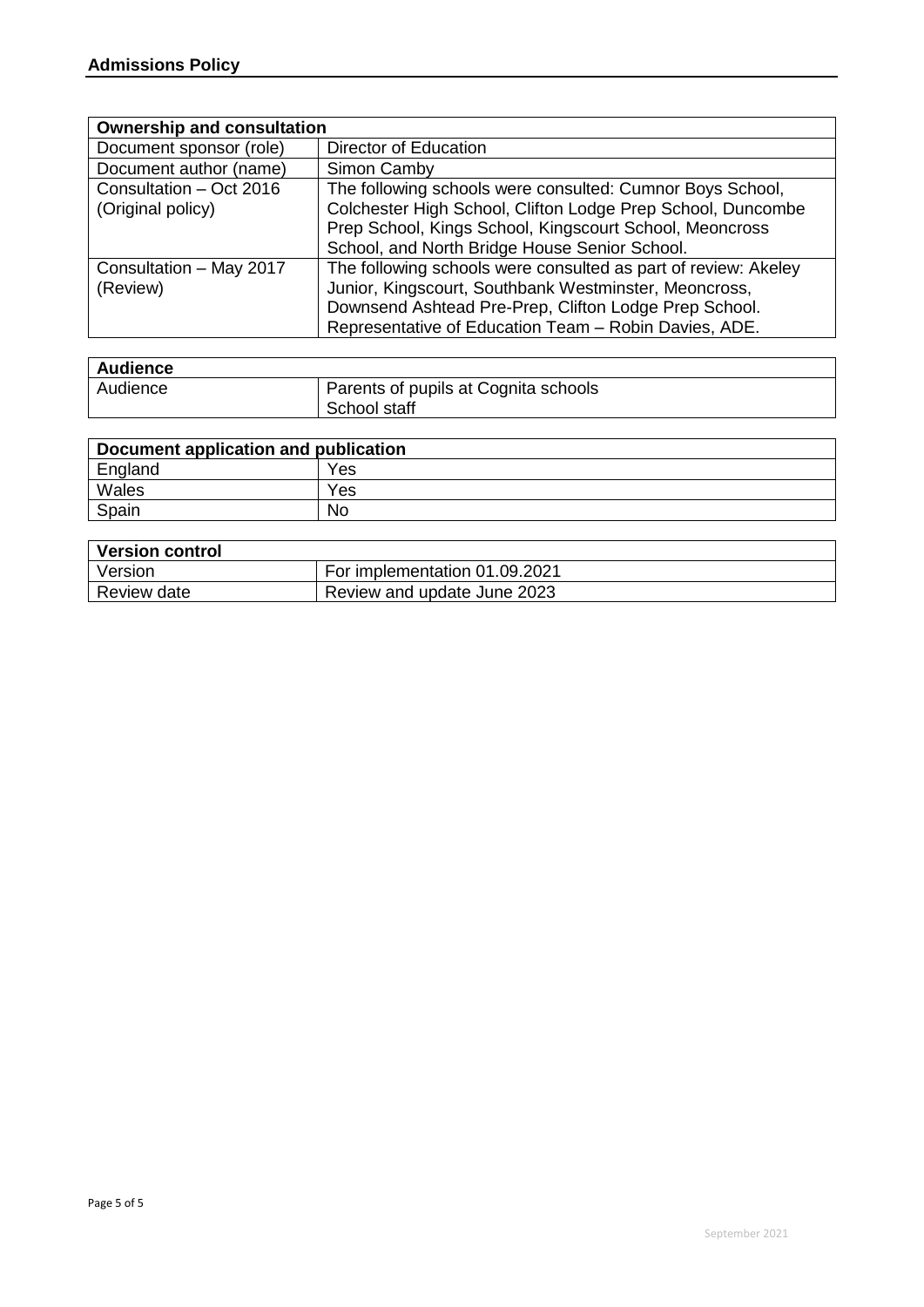**Admissions Policy**

| **Ownership and consultation** | |
|---|---|
| Document sponsor (role) | Director of Education |
| Document author (name) | Simon Camby |
| Consultation – Oct 2016 (Original policy) | The following schools were consulted: Cumnor Boys School, Colchester High School, Clifton Lodge Prep School, Duncombe Prep School, Kings School, Kingscourt School, Meoncross School, and North Bridge House Senior School. |
| Consultation – May 2017 (Review) | The following schools were consulted as part of review: Akeley Junior, Kingscourt, Southbank Westminster, Meoncross, Downsend Ashtead Pre-Prep, Clifton Lodge Prep School. Representative of Education Team – Robin Davies, ADE. |

| **Audience** | |
|---|---|
| Audience | Parents of pupils at Cognita schools<br>School staff |

| **Document application and publication** | |
|---|---|
| England | Yes |
| Wales | Yes |
| Spain | No |

| **Version control** | |
|---|---|
| Version | For implementation 01.09.2021 |
| Review date | Review and update June 2023 |